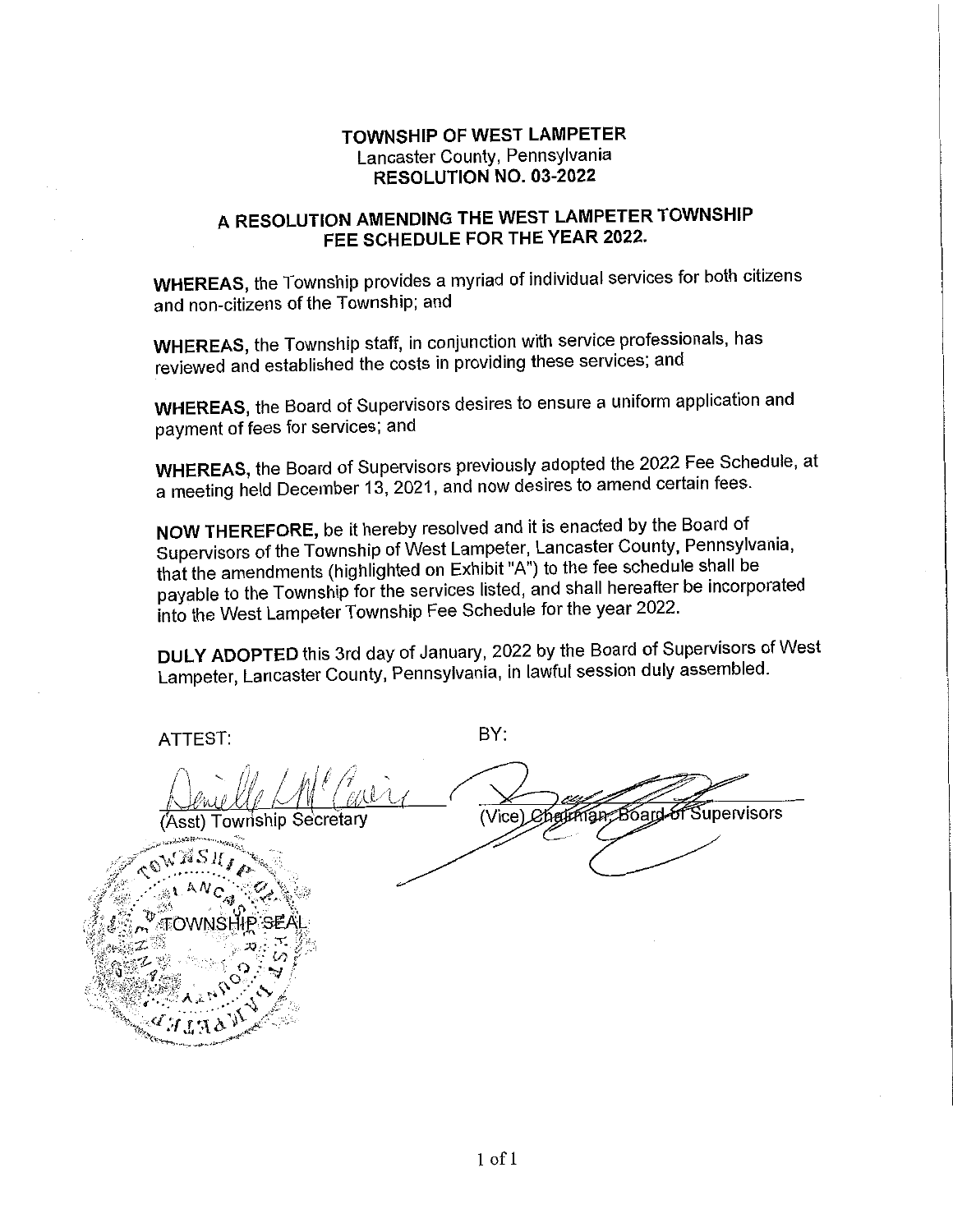**TOWNSHIP OF WEST LAMPETER**
Lancaster County, Pennsylvania
**RESOLUTION NO. 03-2022**

## A RESOLUTION AMENDING THE WEST LAMPETER TOWNSHIP FEE SCHEDULE FOR THE YEAR 2022.

**WHEREAS,** the Township provides a myriad of individual services for both citizens and non-citizens of the Township; and

**WHEREAS,** the Township staff, in conjunction with service professionals, has reviewed and established the costs in providing these services; and

**WHEREAS,** the Board of Supervisors desires to ensure a uniform application and payment of fees for services; and

**WHEREAS,** the Board of Supervisors previously adopted the 2022 Fee Schedule, at a meeting held December 13, 2021, and now desires to amend certain fees.

**NOW THEREFORE,** be it hereby resolved and it is enacted by the Board of Supervisors of the Township of West Lampeter, Lancaster County, Pennsylvania, that the amendments (highlighted on Exhibit "A") to the fee schedule shall be payable to the Township for the services listed, and shall hereafter be incorporated into the West Lampeter Township Fee Schedule for the year 2022.

**DULY ADOPTED** this 3rd day of January, 2022 by the Board of Supervisors of West Lampeter, Lancaster County, Pennsylvania, in lawful session duly assembled.

ATTEST:

(Asst) Township Secretary

BY:

(Vice) Chairman, Board of Supervisors

TOWNSHIP SEAL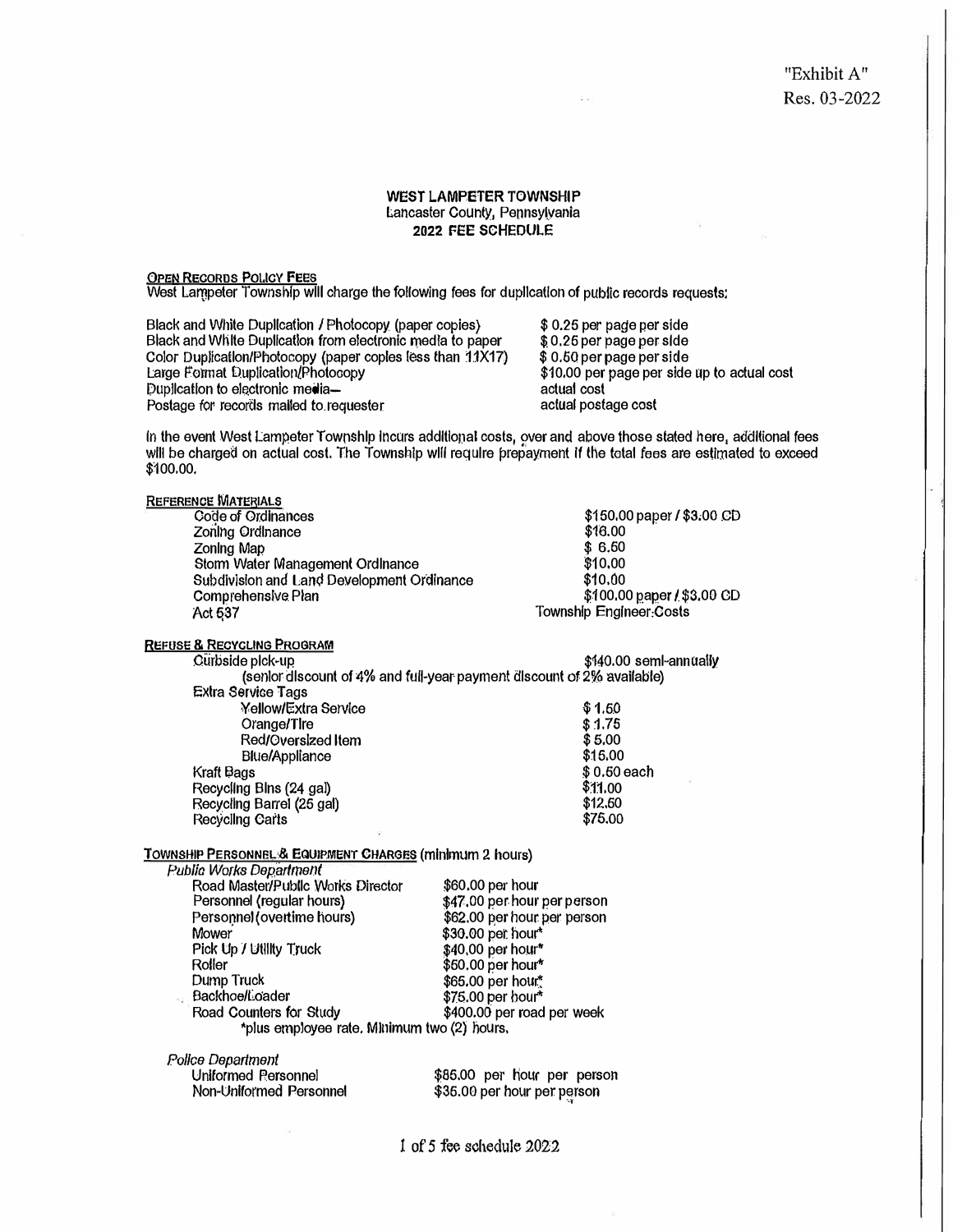"Exhibit A"
Res. 03-2022

# WEST LAMPETER TOWNSHIP
Lancaster County, Pennsylvania
**2022 FEE SCHEDULE**

## OPEN RECORDS POLICY FEES

West Lampeter Township will charge the following fees for duplication of public records requests:

| | |
|---|---|
| Black and White Duplication / Photocopy (paper copies) | $ 0.25 per page per side |
| Black and White Duplication from electronic media to paper | $ 0.25 per page per side |
| Color Duplication/Photocopy (paper copies less than 11X17) | $ 0.50 per page per side |
| Large Format Duplication/Photocopy | $10.00 per page per side up to actual cost |
| Duplication to electronic media– | actual cost |
| Postage for records mailed to requester | actual postage cost |

In the event West Lampeter Township incurs additional costs, over and above those stated here, additional fees will be charged on actual cost. The Township will require prepayment if the total fees are estimated to exceed $100.00.

## REFERENCE MATERIALS

| | |
|---|---|
| Code of Ordinances | $150.00 paper / $3.00 CD |
| Zoning Ordinance | $18.00 |
| Zoning Map | $ 6.50 |
| Storm Water Management Ordinance | $10.00 |
| Subdivision and Land Development Ordinance | $10.00 |
| Comprehensive Plan | $100.00 paper / $3.00 CD |
| Act 537 | Township Engineer Costs |

## REFUSE & RECYCLING PROGRAM

| | |
|---|---|
| Curbside pick-up | $140.00 semi-annually |
| (senior discount of 4% and full-year payment discount of 2% available) | |
| Extra Service Tags | |
| Yellow/Extra Service | $ 1.50 |
| Orange/Tire | $ 1.75 |
| Red/Oversized Item | $ 5.00 |
| Blue/Appliance | $15.00 |
| Kraft Bags | $ 0.50 each |
| Recycling Bins (24 gal) | $11.00 |
| Recycling Barrel (25 gal) | $12.50 |
| Recycling Carts | $75.00 |

## TOWNSHIP PERSONNEL & EQUIPMENT CHARGES (minimum 2 hours)

*Public Works Department*

| | |
|---|---|
| Road Master/Public Works Director | $60.00 per hour |
| Personnel (regular hours) | $47.00 per hour per person |
| Personnel (overtime hours) | $62.00 per hour per person |
| Mower | $30.00 per hour* |
| Pick Up / Utility Truck | $40.00 per hour* |
| Roller | $50.00 per hour* |
| Dump Truck | $65.00 per hour* |
| Backhoe/Loader | $75.00 per hour* |
| Road Counters for Study | $400.00 per road per week |

*plus employee rate. Minimum two (2) hours.

*Police Department*

| | |
|---|---|
| Uniformed Personnel | $85.00 per hour per person |
| Non-Uniformed Personnel | $35.00 per hour per person |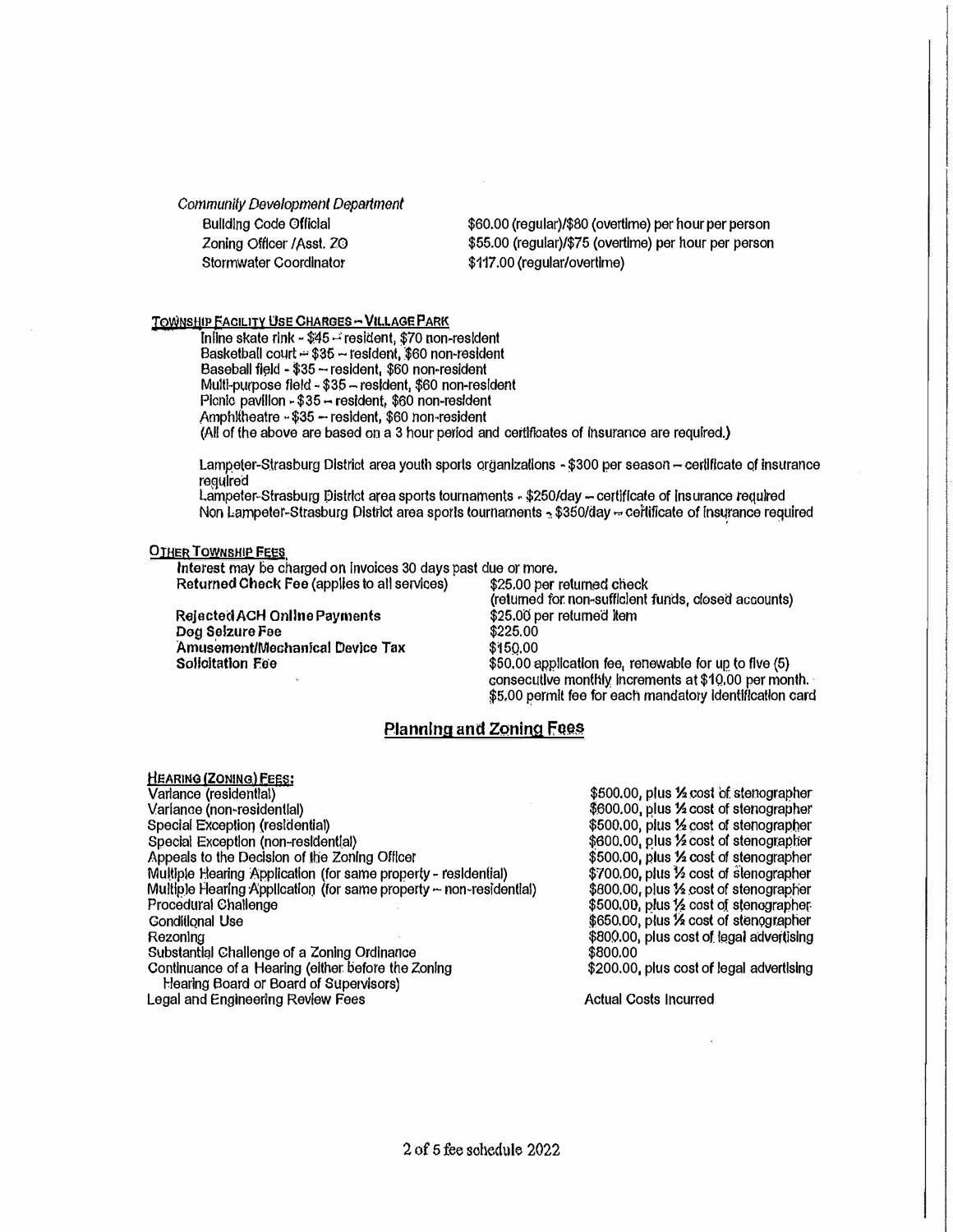*Community Development Department*

| | |
|---|---|
| Building Code Official | $60.00 (regular)/$80 (overtime) per hour per person |
| Zoning Officer /Asst. ZO | $55.00 (regular)/$75 (overtime) per hour per person |
| Stormwater Coordinator | $117.00 (regular/overtime) |

**TOWNSHIP FACILITY USE CHARGES – VILLAGE PARK**

Inline skate rink - $45 – resident, $70 non-resident
Basketball court – $35 – resident, $60 non-resident
Baseball field - $35 – resident, $60 non-resident
Multi-purpose field - $35 – resident, $60 non-resident
Picnic pavilion - $35 – resident, $60 non-resident
Amphitheatre - $35 – resident, $60 non-resident
(All of the above are based on a 3 hour period and certificates of insurance are required.)

Lampeter-Strasburg District area youth sports organizations - $300 per season – certificate of insurance required
Lampeter-Strasburg District area sports tournaments - $250/day – certificate of insurance required
Non Lampeter-Strasburg District area sports tournaments - $350/day – certificate of insurance required

**OTHER TOWNSHIP FEES**

Interest may be charged on invoices 30 days past due or more.

| | |
|---|---|
| **Returned Check Fee** (applies to all services) | $25.00 per returned check (returned for non-sufficient funds, closed accounts) |
| **Rejected ACH Online Payments** | $25.00 per returned item |
| **Dog Seizure Fee** | $225.00 |
| **Amusement/Mechanical Device Tax** | $150.00 |
| **Solicitation Fee** | $50.00 application fee, renewable for up to five (5) consecutive monthly increments at $10.00 per month. $5.00 permit fee for each mandatory identification card |

## Planning and Zoning Fees

**HEARING (ZONING) FEES:**

| | |
|---|---|
| Variance (residential) | $500.00, plus ½ cost of stenographer |
| Variance (non-residential) | $600.00, plus ½ cost of stenographer |
| Special Exception (residential) | $500.00, plus ½ cost of stenographer |
| Special Exception (non-residential) | $600.00, plus ½ cost of stenographer |
| Appeals to the Decision of the Zoning Officer | $500.00, plus ½ cost of stenographer |
| Multiple Hearing Application (for same property - residential) | $700.00, plus ½ cost of stenographer |
| Multiple Hearing Application (for same property – non-residential) | $800.00, plus ½ cost of stenographer |
| Procedural Challenge | $500.00, plus ½ cost of stenographer |
| Conditional Use | $650.00, plus ½ cost of stenographer |
| Rezoning | $800.00, plus cost of legal advertising |
| Substantial Challenge of a Zoning Ordinance | $800.00 |
| Continuance of a Hearing (either before the Zoning Hearing Board or Board of Supervisors) | $200.00, plus cost of legal advertising |
| Legal and Engineering Review Fees | Actual Costs Incurred |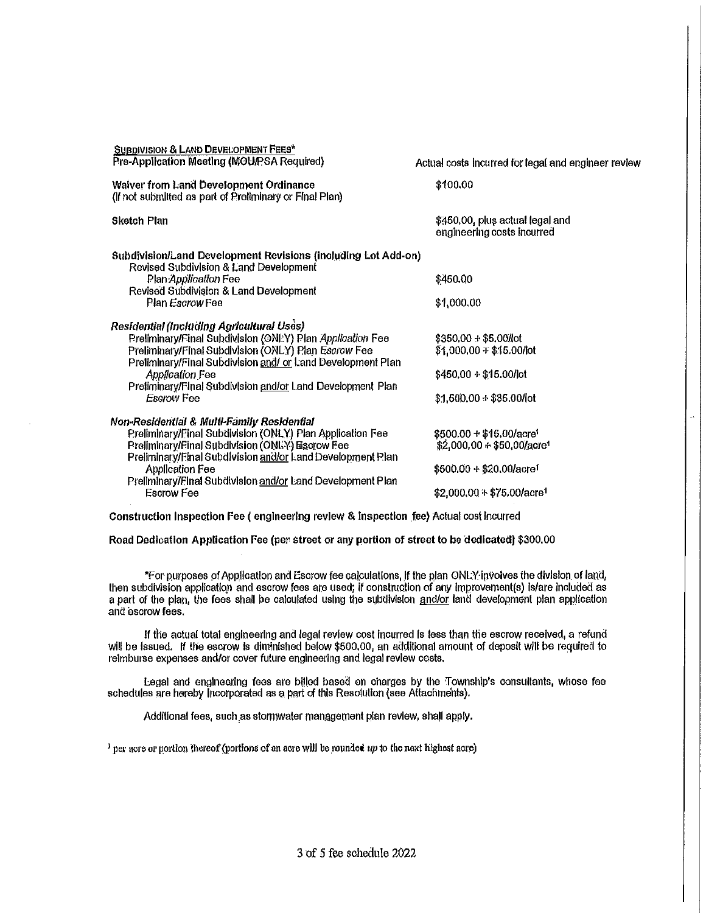## Subdivision & Land Development Fees*

| | |
|---|---|
| **Pre-Application Meeting (MOU/PSA Required)** | Actual costs incurred for legal and engineer review |
| **Waiver from Land Development Ordinance** (If not submitted as part of Preliminary or Final Plan) | $100.00 |
| **Sketch Plan** | $450.00, plus actual legal and engineering costs incurred |
| **Subdivision/Land Development Revisions (including Lot Add-on)** | |
| Revised Subdivision & Land Development Plan *Application* Fee | $450.00 |
| Revised Subdivision & Land Development Plan *Escrow* Fee | $1,000.00 |
| ***Residential (including Agricultural Uses)*** | |
| Preliminary/Final Subdivision (ONLY) Plan *Application* Fee | $350.00 + $5.00/lot |
| Preliminary/Final Subdivision (ONLY) Plan *Escrow* Fee | $1,000.00 + $15.00/lot |
| Preliminary/Final Subdivision and/ or Land Development Plan *Application* Fee | $450.00 + $15.00/lot |
| Preliminary/Final Subdivision and/or Land Development Plan *Escrow* Fee | $1,500.00 + $35.00/lot |
| ***Non-Residential & Multi-Family Residential*** | |
| Preliminary/Final Subdivision (ONLY) Plan Application Fee | $500.00 + $15.00/acre[1] |
| Preliminary/Final Subdivision (ONLY) Escrow Fee | $2,000.00 + $50.00/acre[1] |
| Preliminary/Final Subdivision and/or Land Development Plan Application Fee | $500.00 + $20.00/acre[1] |
| Preliminary/Final Subdivision and/or Land Development Plan Escrow Fee | $2,000.00 + $75.00/acre[1] |

**Construction Inspection Fee ( engineering review & inspection fee)** Actual cost incurred

**Road Dedication Application Fee (per street or any portion of street to be dedicated)** $300.00

*For purposes of Application and Escrow fee calculations, if the plan ONLY involves the division of land, then subdivision application and escrow fees are used; if construction of any improvement(s) is/are included as a part of the plan, the fees shall be calculated using the subdivision and/or land development plan application and escrow fees.

If the actual total engineering and legal review cost incurred is less than the escrow received, a refund will be issued. If the escrow is diminished below $500.00, an additional amount of deposit will be required to reimburse expenses and/or cover future engineering and legal review costs.

Legal and engineering fees are billed based on charges by the Township's consultants, whose fee schedules are hereby incorporated as a part of this Resolution (see Attachments).

Additional fees, such as stormwater management plan review, shall apply.

[1] per acre or portion thereof (portions of an acre will be rounded *up* to the next highest acre)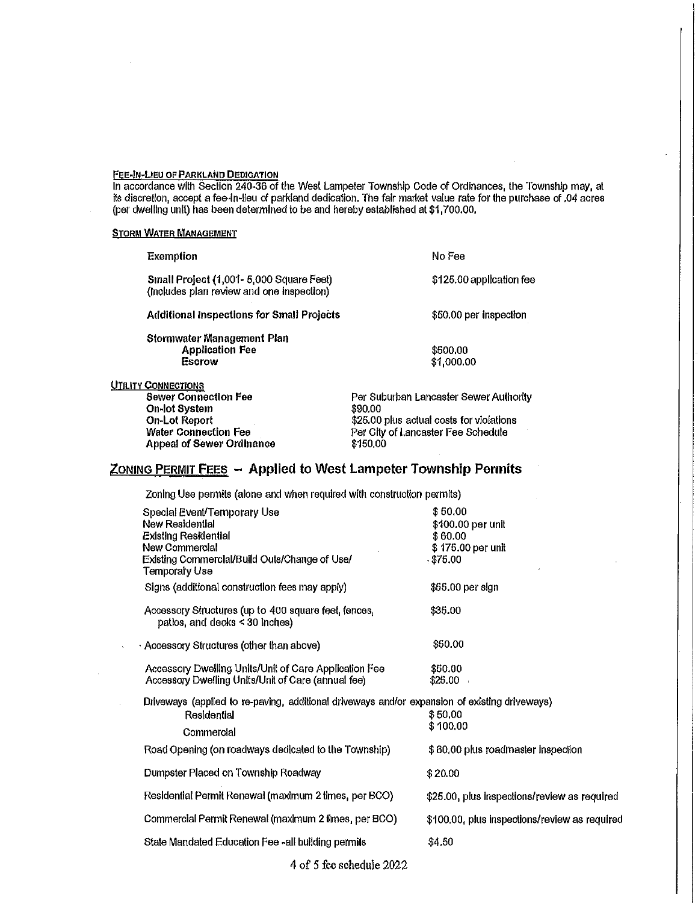## Fee-In-Lieu of Parkland Dedication

In accordance with Section 240-36 of the West Lampeter Township Code of Ordinances, the Township may, at its discretion, accept a fee-in-lieu of parkland dedication. The fair market value rate for the purchase of .04 acres (per dwelling unit) has been determined to be and hereby established at $1,700.00.

## Storm Water Management

| | |
|---|---|
| **Exemption** | No Fee |
| **Small Project (1,001- 5,000 Square Feet)** (Includes plan review and one inspection) | $125.00 application fee |
| **Additional Inspections for Small Projects** | $50.00 per inspection |
| **Stormwater Management Plan** | |
| **Application Fee** | $500.00 |
| **Escrow** | $1,000.00 |

## Utility Connections

| | |
|---|---|
| **Sewer Connection Fee** | Per Suburban Lancaster Sewer Authority |
| **On-lot System** | $90.00 |
| **On-Lot Report** | $25.00 plus actual costs for violations |
| **Water Connection Fee** | Per City of Lancaster Fee Schedule |
| **Appeal of Sewer Ordinance** | $150.00 |

## Zoning Permit Fees – Applied to West Lampeter Township Permits

Zoning Use permits (alone and when required with construction permits)

| | |
|---|---|
| Special Event/Temporary Use | $ 50.00 |
| New Residential | $100.00 per unit |
| Existing Residential | $ 60.00 |
| New Commercial | $ 175.00 per unit |
| Existing Commercial/Build Outs/Change of Use/ Temporary Use | $75.00 |
| Signs (additional construction fees may apply) | $65.00 per sign |
| Accessory Structures (up to 400 square feet, fences, patios, and decks < 30 inches) | $35.00 |
| Accessory Structures (other than above) | $50.00 |
| Accessory Dwelling Units/Unit of Care Application Fee | $50.00 |
| Accessory Dwelling Units/Unit of Care (annual fee) | $25.00 |
| Driveways (applied to re-paving, additional driveways and/or expansion of existing driveways) | |
| Residential | $ 50.00 |
| Commercial | $ 100.00 |
| Road Opening (on roadways dedicated to the Township) | $ 60.00 plus roadmaster inspection |
| Dumpster Placed on Township Roadway | $ 20.00 |
| Residential Permit Renewal (maximum 2 times, per BCO) | $25.00, plus inspections/review as required |
| Commercial Permit Renewal (maximum 2 times, per BCO) | $100.00, plus inspections/review as required |
| State Mandated Education Fee -all building permits | $4.50 |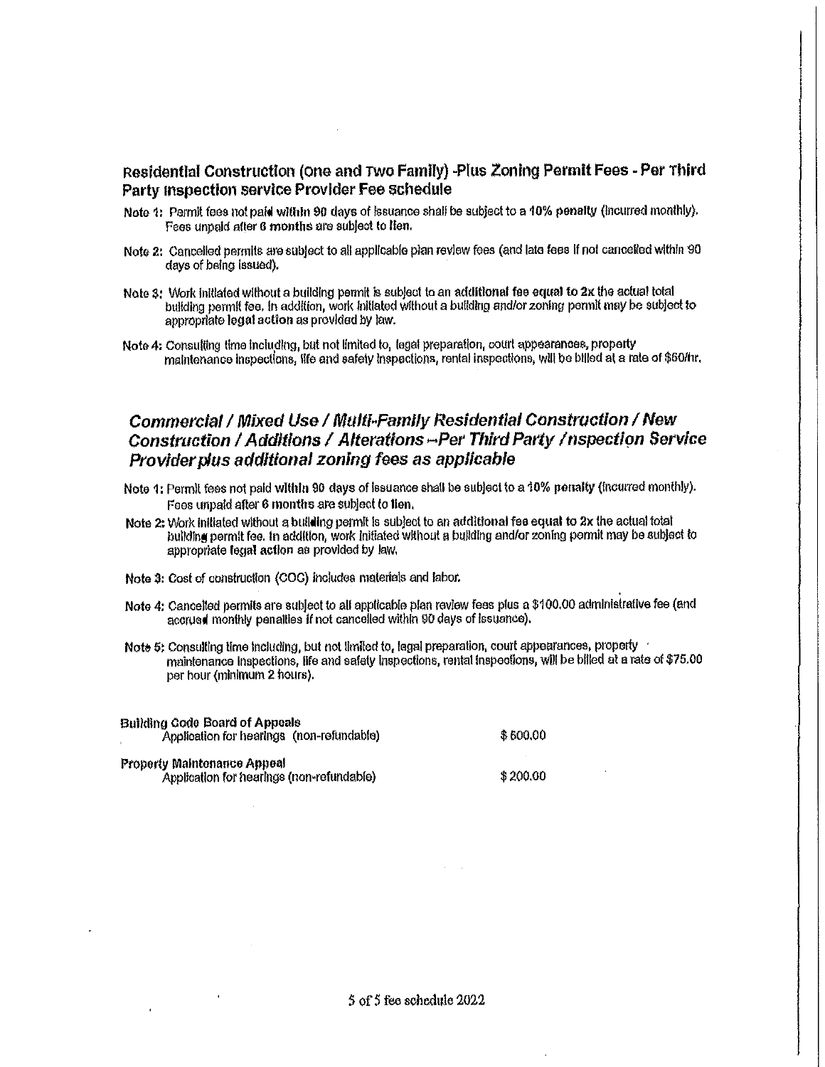## Residential Construction (One and Two Family) -Plus Zoning Permit Fees - Per Third Party Inspection Service Provider Fee Schedule

Note 1: Permit fees not paid **within 90** days of issuance shall be subject to a **10% penalty** (incurred monthly). Fees unpaid after **6 months** are subject to **lien.**

Note 2: Cancelled permits are subject to all applicable plan review fees (and late fees if not cancelled within 90 days of being issued).

Note 3: Work initiated without a building permit is subject to an **additional fee equal to 2x** the actual total building permit fee. In addition, work initiated without a building and/or zoning permit may be subject to appropriate **legal action** as provided by law.

Note 4: Consulting time including, but not limited to, legal preparation, court appearances, property maintenance inspections, life and safety inspections, rental inspections, will be billed at a rate of $60/hr.

## *Commercial / Mixed Use / Multi-Family Residential Construction / New Construction / Additions / Alterations –Per Third Party /nspection Service Provider plus additional zoning fees as applicable*

Note 1: Permit fees not paid **within** 90 days of issuance shall be subject to a **10% penalty** (incurred monthly). Fees unpaid after **6 months** are subject to **lien.**

Note 2: Work initiated without a building permit is subject to an **additional fee equal to 2x** the actual total building permit fee. In addition, work initiated without a building and/or zoning permit may be subject to appropriate **legal action** as provided by law.

Note 3: Cost of construction (COC) includes materials and labor.

Note 4: Cancelled permits are subject to all applicable plan review fees plus a $100.00 administrative fee (and accrued monthly penalties if not cancelled within 90 days of issuance).

Note 5: Consulting time including, but not limited to, legal preparation, court appearances, property maintenance inspections, life and safety inspections, rental inspections, will be billed at a rate of $75.00 per hour (minimum 2 hours).

| | |
|---|---|
| **Building Code Board of Appeals** | |
| Application for hearings (non-refundable) | $ 500.00 |
| **Property Maintenance Appeal** | |
| Application for hearings (non-refundable) | $ 200.00 |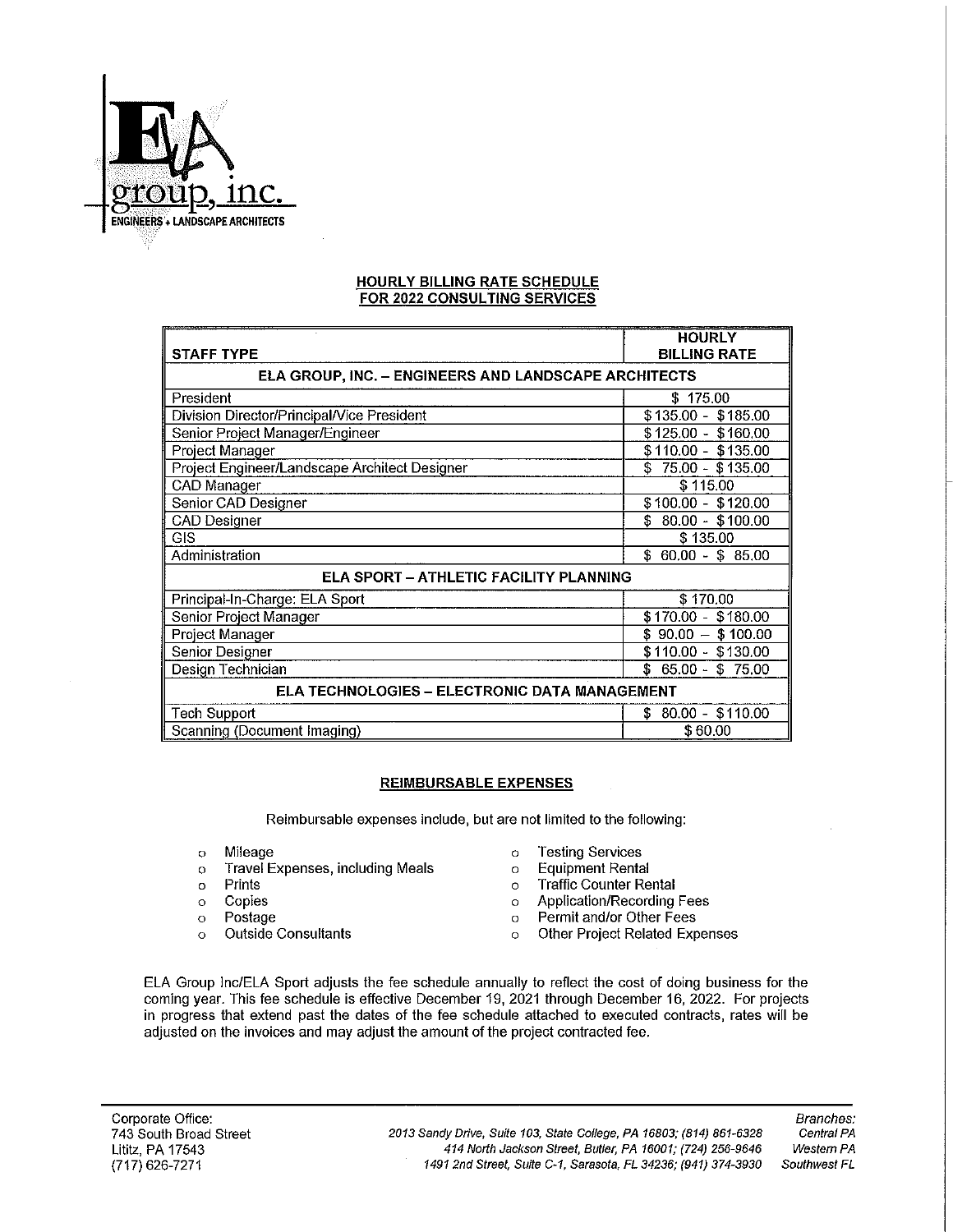ELA group, inc.
ENGINEERS + LANDSCAPE ARCHITECTS

## HOURLY BILLING RATE SCHEDULE FOR 2022 CONSULTING SERVICES

| STAFF TYPE | HOURLY BILLING RATE |
|---|---|
| **ELA GROUP, INC. – ENGINEERS AND LANDSCAPE ARCHITECTS** | |
| President | $ 175.00 |
| Division Director/Principal/Vice President | $135.00 - $185.00 |
| Senior Project Manager/Engineer | $125.00 - $160.00 |
| Project Manager | $110.00 - $135.00 |
| Project Engineer/Landscape Architect Designer | $ 75.00 - $135.00 |
| CAD Manager | $ 115.00 |
| Senior CAD Designer | $100.00 - $120.00 |
| CAD Designer | $ 80.00 - $100.00 |
| GIS | $ 135.00 |
| Administration | $ 60.00 - $ 85.00 |
| **ELA SPORT – ATHLETIC FACILITY PLANNING** | |
| Principal-In-Charge: ELA Sport | $ 170.00 |
| Senior Project Manager | $170.00 - $180.00 |
| Project Manager | $ 90.00 – $ 100.00 |
| Senior Designer | $110.00 - $130.00 |
| Design Technician | $ 65.00 - $ 75.00 |
| **ELA TECHNOLOGIES – ELECTRONIC DATA MANAGEMENT** | |
| Tech Support | $ 80.00 - $110.00 |
| Scanning (Document Imaging) | $ 60.00 |

## REIMBURSABLE EXPENSES

Reimbursable expenses include, but are not limited to the following:

- Mileage
- Travel Expenses, including Meals
- Prints
- Copies
- Postage
- Outside Consultants
- Testing Services
- Equipment Rental
- Traffic Counter Rental
- Application/Recording Fees
- Permit and/or Other Fees
- Other Project Related Expenses

ELA Group Inc/ELA Sport adjusts the fee schedule annually to reflect the cost of doing business for the coming year. This fee schedule is effective December 19, 2021 through December 16, 2022. For projects in progress that extend past the dates of the fee schedule attached to executed contracts, rates will be adjusted on the invoices and may adjust the amount of the project contracted fee.

Corporate Office:
743 South Broad Street
Lititz, PA 17543
(717) 626-7271

*2013 Sandy Drive, Suite 103, State College, PA 16803; (814) 861-6328* — *Central PA*
*414 North Jackson Street, Butler, PA 16001; (724) 256-9646* — *Western PA*
*1491 2nd Street, Suite C-1, Sarasota, FL 34236; (941) 374-3930* — *Southwest FL*

*Branches:*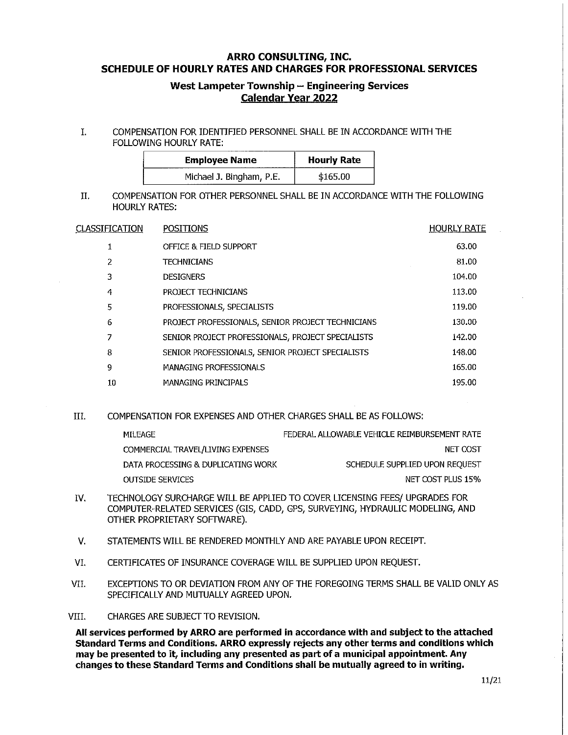# ARRO CONSULTING, INC.
# SCHEDULE OF HOURLY RATES AND CHARGES FOR PROFESSIONAL SERVICES

## West Lampeter Township – Engineering Services
## Calendar Year 2022

I. COMPENSATION FOR IDENTIFIED PERSONNEL SHALL BE IN ACCORDANCE WITH THE FOLLOWING HOURLY RATE:

| Employee Name | Hourly Rate |
|---|---|
| Michael J. Bingham, P.E. | $165.00 |

II. COMPENSATION FOR OTHER PERSONNEL SHALL BE IN ACCORDANCE WITH THE FOLLOWING HOURLY RATES:

| CLASSIFICATION | POSITIONS | HOURLY RATE |
|---|---|---|
| 1 | OFFICE & FIELD SUPPORT | 63.00 |
| 2 | TECHNICIANS | 81.00 |
| 3 | DESIGNERS | 104.00 |
| 4 | PROJECT TECHNICIANS | 113.00 |
| 5 | PROFESSIONALS, SPECIALISTS | 119.00 |
| 6 | PROJECT PROFESSIONALS, SENIOR PROJECT TECHNICIANS | 130.00 |
| 7 | SENIOR PROJECT PROFESSIONALS, PROJECT SPECIALISTS | 142.00 |
| 8 | SENIOR PROFESSIONALS, SENIOR PROJECT SPECIALISTS | 148.00 |
| 9 | MANAGING PROFESSIONALS | 165.00 |
| 10 | MANAGING PRINCIPALS | 195.00 |

III. COMPENSATION FOR EXPENSES AND OTHER CHARGES SHALL BE AS FOLLOWS:

| | |
|---|---|
| MILEAGE | FEDERAL ALLOWABLE VEHICLE REIMBURSEMENT RATE |
| COMMERCIAL TRAVEL/LIVING EXPENSES | NET COST |
| DATA PROCESSING & DUPLICATING WORK | SCHEDULE SUPPLIED UPON REQUEST |
| OUTSIDE SERVICES | NET COST PLUS 15% |

IV. TECHNOLOGY SURCHARGE WILL BE APPLIED TO COVER LICENSING FEES/ UPGRADES FOR COMPUTER-RELATED SERVICES (GIS, CADD, GPS, SURVEYING, HYDRAULIC MODELING, AND OTHER PROPRIETARY SOFTWARE).

V. STATEMENTS WILL BE RENDERED MONTHLY AND ARE PAYABLE UPON RECEIPT.

VI. CERTIFICATES OF INSURANCE COVERAGE WILL BE SUPPLIED UPON REQUEST.

VII. EXCEPTIONS TO OR DEVIATION FROM ANY OF THE FOREGOING TERMS SHALL BE VALID ONLY AS SPECIFICALLY AND MUTUALLY AGREED UPON.

VIII. CHARGES ARE SUBJECT TO REVISION.

**All services performed by ARRO are performed in accordance with and subject to the attached Standard Terms and Conditions. ARRO expressly rejects any other terms and conditions which may be presented to it, including any presented as part of a municipal appointment. Any changes to these Standard Terms and Conditions shall be mutually agreed to in writing.**

11/21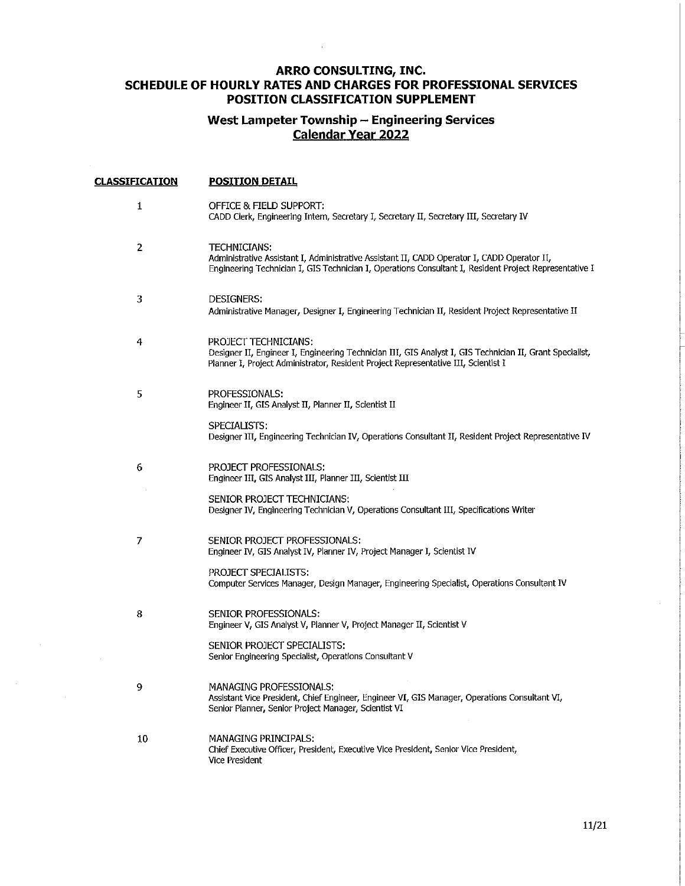# ARRO CONSULTING, INC.
# SCHEDULE OF HOURLY RATES AND CHARGES FOR PROFESSIONAL SERVICES
# POSITION CLASSIFICATION SUPPLEMENT

## West Lampeter Township – Engineering Services
## Calendar Year 2022

| CLASSIFICATION | POSITION DETAIL |
|---|---|
| 1 | OFFICE & FIELD SUPPORT:<br>CADD Clerk, Engineering Intern, Secretary I, Secretary II, Secretary III, Secretary IV |
| 2 | TECHNICIANS:<br>Administrative Assistant I, Administrative Assistant II, CADD Operator I, CADD Operator II, Engineering Technician I, GIS Technician I, Operations Consultant I, Resident Project Representative I |
| 3 | DESIGNERS:<br>Administrative Manager, Designer I, Engineering Technician II, Resident Project Representative II |
| 4 | PROJECT TECHNICIANS:<br>Designer II, Engineer I, Engineering Technician III, GIS Analyst I, GIS Technician II, Grant Specialist, Planner I, Project Administrator, Resident Project Representative III, Scientist I |
| 5 | PROFESSIONALS:<br>Engineer II, GIS Analyst II, Planner II, Scientist II<br><br>SPECIALISTS:<br>Designer III, Engineering Technician IV, Operations Consultant II, Resident Project Representative IV |
| 6 | PROJECT PROFESSIONALS:<br>Engineer III, GIS Analyst III, Planner III, Scientist III<br><br>SENIOR PROJECT TECHNICIANS:<br>Designer IV, Engineering Technician V, Operations Consultant III, Specifications Writer |
| 7 | SENIOR PROJECT PROFESSIONALS:<br>Engineer IV, GIS Analyst IV, Planner IV, Project Manager I, Scientist IV<br><br>PROJECT SPECIALISTS:<br>Computer Services Manager, Design Manager, Engineering Specialist, Operations Consultant IV |
| 8 | SENIOR PROFESSIONALS:<br>Engineer V, GIS Analyst V, Planner V, Project Manager II, Scientist V<br><br>SENIOR PROJECT SPECIALISTS:<br>Senior Engineering Specialist, Operations Consultant V |
| 9 | MANAGING PROFESSIONALS:<br>Assistant Vice President, Chief Engineer, Engineer VI, GIS Manager, Operations Consultant VI, Senior Planner, Senior Project Manager, Scientist VI |
| 10 | MANAGING PRINCIPALS:<br>Chief Executive Officer, President, Executive Vice President, Senior Vice President, Vice President |

11/21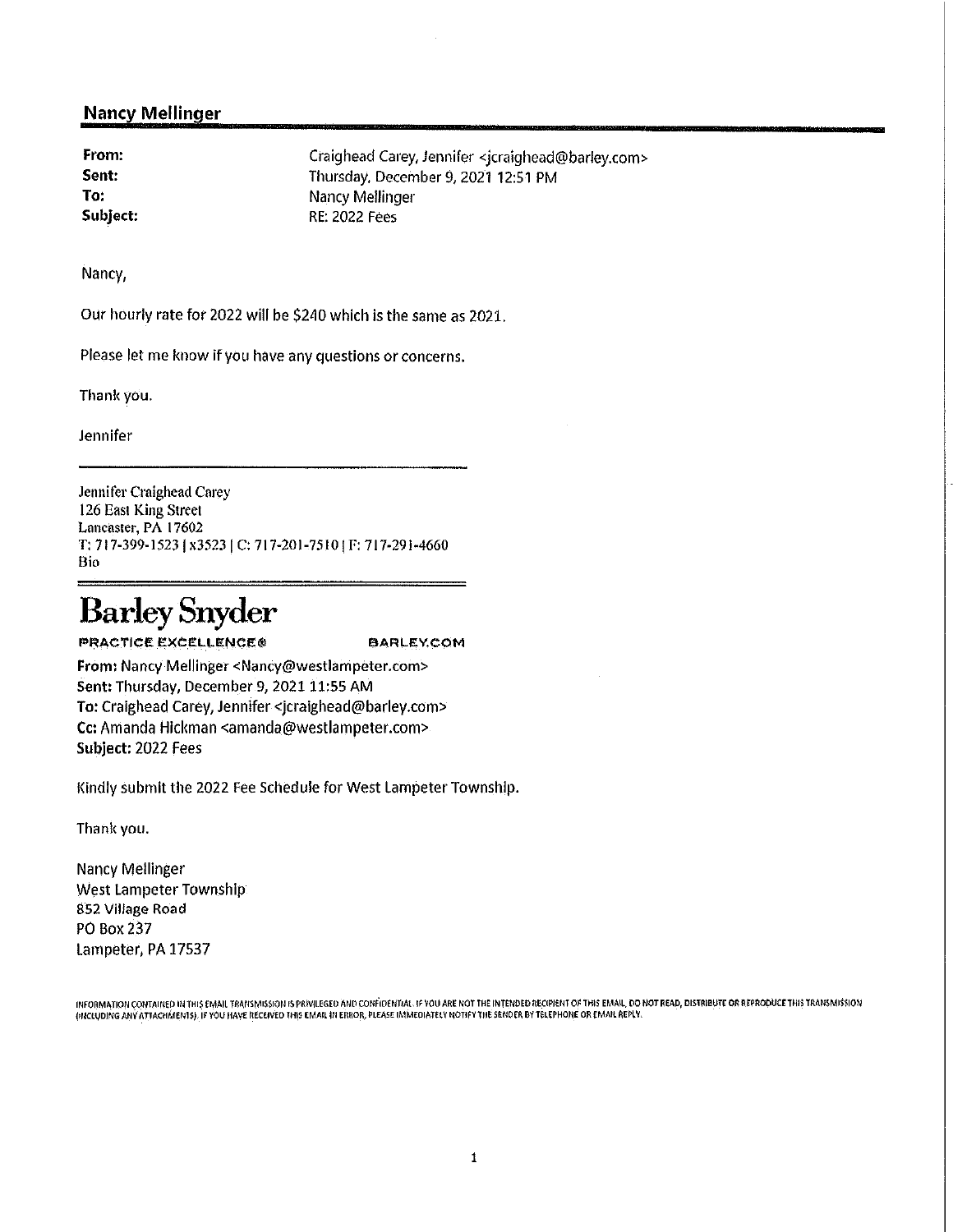**Nancy Mellinger**

---

**From:** Craighead Carey, Jennifer <jcraighead@barley.com>
**Sent:** Thursday, December 9, 2021 12:51 PM
**To:** Nancy Mellinger
**Subject:** RE: 2022 Fees

Nancy,

Our hourly rate for 2022 will be $240 which is the same as 2021.

Please let me know if you have any questions or concerns.

Thank you.

Jennifer

---

Jennifer Craighead Carey
126 East King Street
Lancaster, PA 17602
T: 717-399-1523 | x3523 | C: 717-201-7510 | F: 717-291-4660
Bio

---

**Barley Snyder**

PRACTICE EXCELLENCE® BARLEY.COM

**From:** Nancy Mellinger <Nancy@westlampeter.com>
**Sent:** Thursday, December 9, 2021 11:55 AM
**To:** Craighead Carey, Jennifer <jcraighead@barley.com>
**Cc:** Amanda Hickman <amanda@westlampeter.com>
**Subject:** 2022 Fees

Kindly submit the 2022 Fee Schedule for West Lampeter Township.

Thank you.

Nancy Mellinger
West Lampeter Township
852 Village Road
PO Box 237
Lampeter, PA 17537

INFORMATION CONTAINED IN THIS EMAIL TRANSMISSION IS PRIVILEGED AND CONFIDENTIAL. IF YOU ARE NOT THE INTENDED RECIPIENT OF THIS EMAIL, DO NOT READ, DISTRIBUTE OR REPRODUCE THIS TRANSMISSION (INCLUDING ANY ATTACHMENTS). IF YOU HAVE RECEIVED THIS EMAIL IN ERROR, PLEASE IMMEDIATELY NOTIFY THE SENDER BY TELEPHONE OR EMAIL REPLY.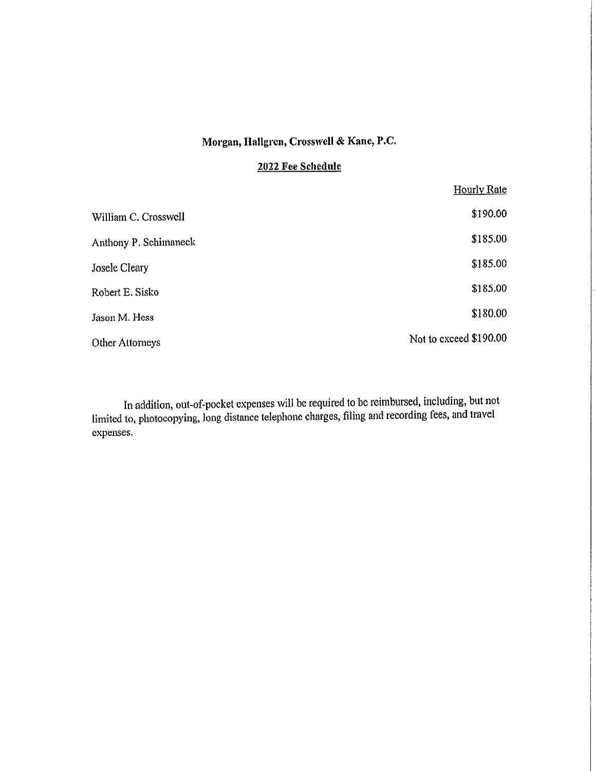**Morgan, Hallgren, Crosswell & Kane, P.C.**

**2022 Fee Schedule**

| | Hourly Rate |
|---|---|
| William C. Crosswell | $190.00 |
| Anthony P. Schimaneck | $185.00 |
| Josele Cleary | $185.00 |
| Robert E. Sisko | $185.00 |
| Jason M. Hess | $180.00 |
| Other Attorneys | Not to exceed $190.00 |

In addition, out-of-pocket expenses will be required to be reimbursed, including, but not limited to, photocopying, long distance telephone charges, filing and recording fees, and travel expenses.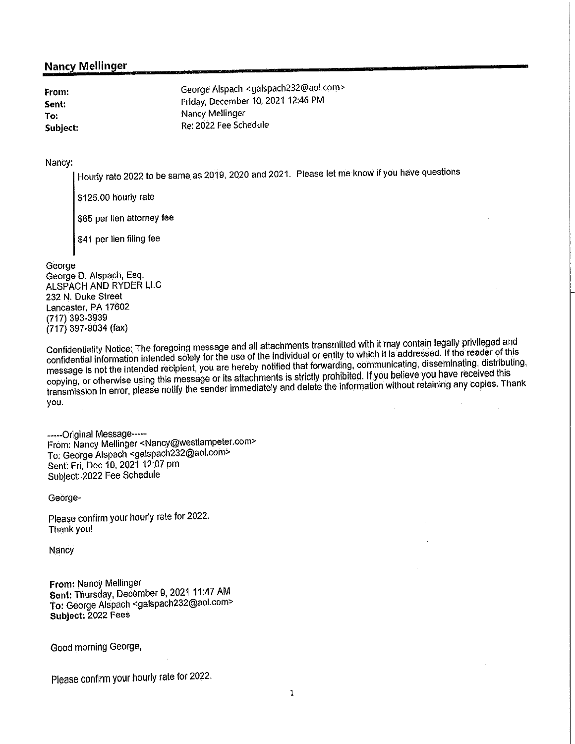## Nancy Mellinger

| | |
|---|---|
| **From:** | George Alspach <galspach232@aol.com> |
| **Sent:** | Friday, December 10, 2021 12:46 PM |
| **To:** | Nancy Mellinger |
| **Subject:** | Re: 2022 Fee Schedule |

Nancy:

> Hourly rate 2022 to be same as 2019, 2020 and 2021. Please let me know if you have questions
>
> $125.00 hourly rate
>
> $65 per lien attorney fee
>
> $41 per lien filing fee

George
George D. Alspach, Esq.
ALSPACH AND RYDER LLC
232 N. Duke Street
Lancaster, PA 17602
(717) 393-3939
(717) 397-9034 (fax)

Confidentiality Notice: The foregoing message and all attachments transmitted with it may contain legally privileged and confidential information intended solely for the use of the individual or entity to which it is addressed. If the reader of this message is not the intended recipient, you are hereby notified that forwarding, communicating, disseminating, distributing, copying, or otherwise using this message or its attachments is strictly prohibited. If you believe you have received this transmission in error, please notify the sender immediately and delete the information without retaining any copies. Thank you.

-----Original Message-----
From: Nancy Mellinger <Nancy@westlampeter.com>
To: George Alspach <galspach232@aol.com>
Sent: Fri, Dec 10, 2021 12:07 pm
Subject: 2022 Fee Schedule

George-

Please confirm your hourly rate for 2022.
Thank you!

Nancy

**From:** Nancy Mellinger
**Sent:** Thursday, December 9, 2021 11:47 AM
**To:** George Alspach <galspach232@aol.com>
**Subject:** 2022 Fees

Good morning George,

Please confirm your hourly rate for 2022.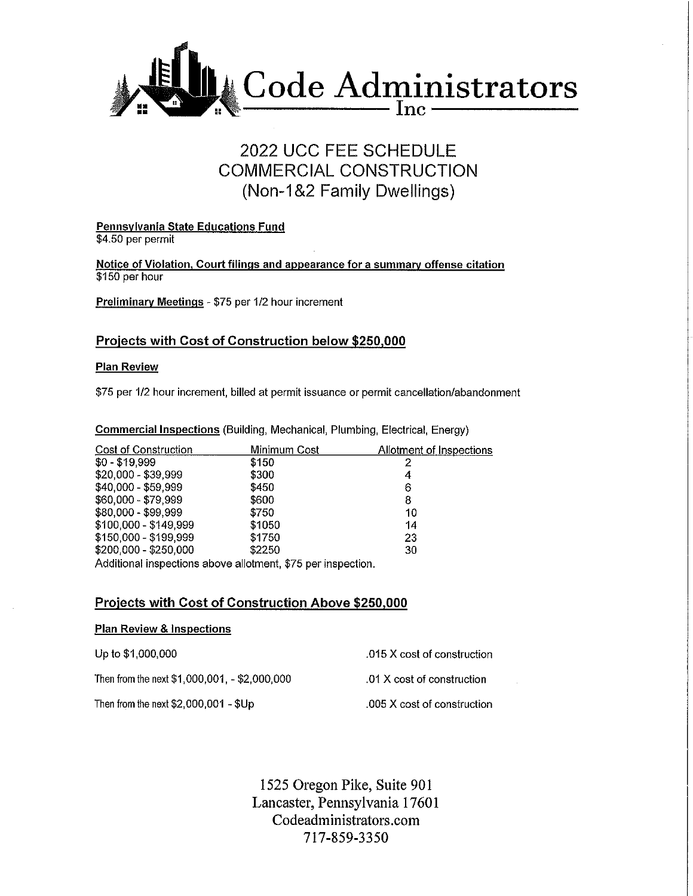# Code Administrators Inc

## 2022 UCC FEE SCHEDULE
## COMMERCIAL CONSTRUCTION
## (Non-1&2 Family Dwellings)

**Pennsylvania State Educations Fund**
$4.50 per permit

**Notice of Violation, Court filings and appearance for a summary offense citation**
$150 per hour

**Preliminary Meetings** - $75 per 1/2 hour increment

### Projects with Cost of Construction below $250,000

**Plan Review**

$75 per 1/2 hour increment, billed at permit issuance or permit cancellation/abandonment

**Commercial Inspections** (Building, Mechanical, Plumbing, Electrical, Energy)

| Cost of Construction | Minimum Cost | Allotment of Inspections |
|---|---|---|
| $0 - $19,999 | $150 | 2 |
| $20,000 - $39,999 | $300 | 4 |
| $40,000 - $59,999 | $450 | 6 |
| $60,000 - $79,999 | $600 | 8 |
| $80,000 - $99,999 | $750 | 10 |
| $100,000 - $149,999 | $1050 | 14 |
| $150,000 - $199,999 | $1750 | 23 |
| $200,000 - $250,000 | $2250 | 30 |

Additional inspections above allotment, $75 per inspection.

### Projects with Cost of Construction Above $250,000

**Plan Review & Inspections**

| | |
|---|---|
| Up to $1,000,000 | .015 X cost of construction |
| Then from the next $1,000,001, - $2,000,000 | .01 X cost of construction |
| Then from the next $2,000,001 - $Up | .005 X cost of construction |

1525 Oregon Pike, Suite 901
Lancaster, Pennsylvania 17601
Codeadministrators.com
717-859-3350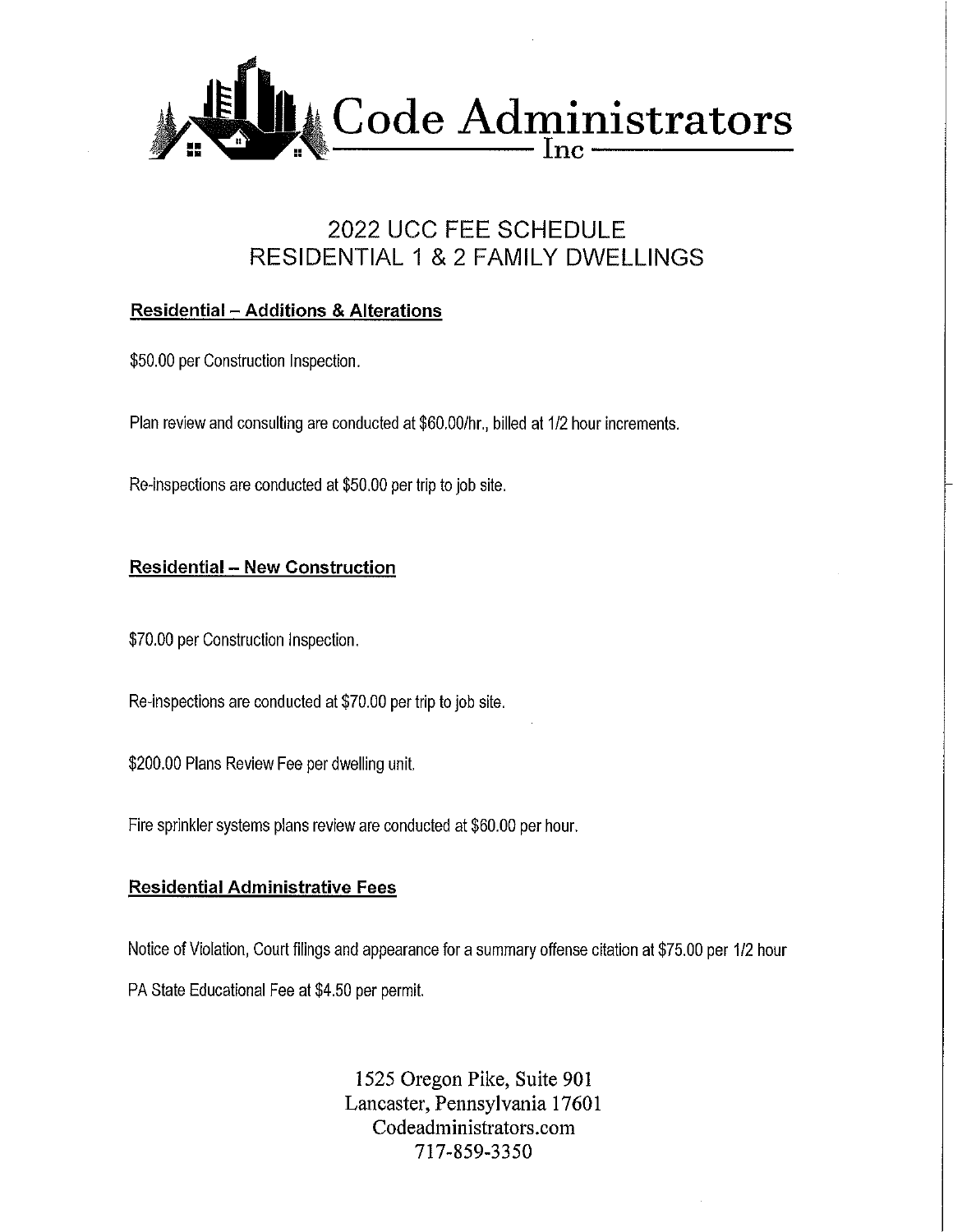# Code Administrators Inc

## 2022 UCC FEE SCHEDULE
## RESIDENTIAL 1 & 2 FAMILY DWELLINGS

### Residential – Additions & Alterations

$50.00 per Construction Inspection.

Plan review and consulting are conducted at $60.00/hr., billed at 1/2 hour increments.

Re-inspections are conducted at $50.00 per trip to job site.

### Residential – New Construction

$70.00 per Construction Inspection.

Re-inspections are conducted at $70.00 per trip to job site.

$200.00 Plans Review Fee per dwelling unit.

Fire sprinkler systems plans review are conducted at $60.00 per hour.

### Residential Administrative Fees

Notice of Violation, Court filings and appearance for a summary offense citation at $75.00 per 1/2 hour

PA State Educational Fee at $4.50 per permit.

1525 Oregon Pike, Suite 901
Lancaster, Pennsylvania 17601
Codeadministrators.com
717-859-3350